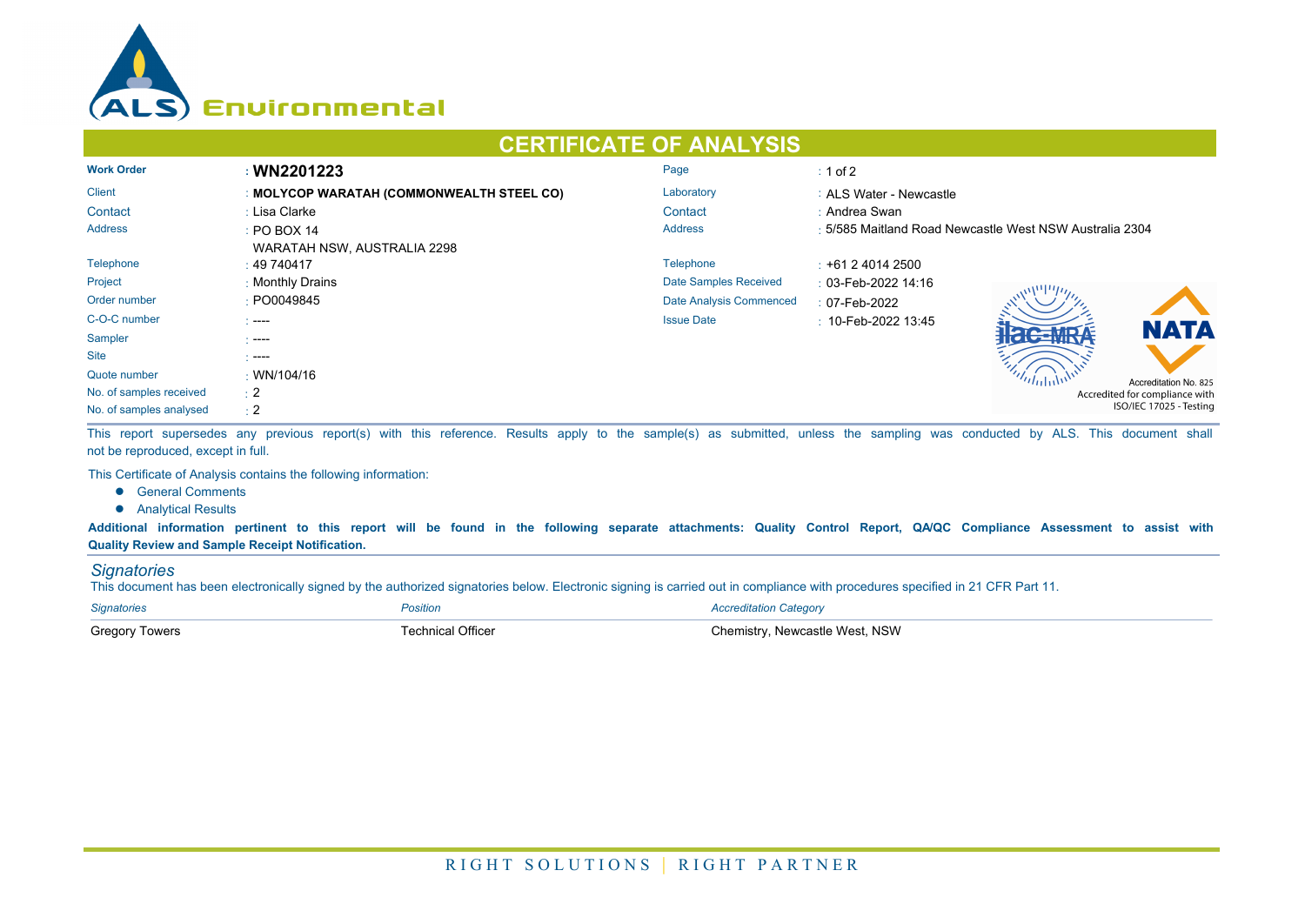# CERTIFICATE OF ANALYSIS

| | | | |
|---|---|---|---|
| **Work Order** | : **WN2201223** | Page | : 1 of 2 |
| Client | : **MOLYCOP WARATAH (COMMONWEALTH STEEL CO)** | Laboratory | : ALS Water - Newcastle |
| Contact | : Lisa Clarke | Contact | : Andrea Swan |
| Address | : PO BOX 14<br>WARATAH NSW, AUSTRALIA 2298 | Address | : 5/585 Maitland Road Newcastle West NSW Australia 2304 |
| Telephone | : 49 740417 | Telephone | : +61 2 4014 2500 |
| Project | : Monthly Drains | Date Samples Received | : 03-Feb-2022 14:16 |
| Order number | : PO0049845 | Date Analysis Commenced | : 07-Feb-2022 |
| C-O-C number | : ---- | Issue Date | : 10-Feb-2022 13:45 |
| Sampler | : ---- | | |
| Site | : ---- | | |
| Quote number | : WN/104/16 | | |
| No. of samples received | : 2 | | |
| No. of samples analysed | : 2 | | |

NATA Accreditation No. 825
Accredited for compliance with ISO/IEC 17025 - Testing

This report supersedes any previous report(s) with this reference. Results apply to the sample(s) as submitted, unless the sampling was conducted by ALS. This document shall not be reproduced, except in full.

This Certificate of Analysis contains the following information:

- General Comments
- Analytical Results

**Additional information pertinent to this report will be found in the following separate attachments: Quality Control Report, QA/QC Compliance Assessment to assist with Quality Review and Sample Receipt Notification.**

## *Signatories*

This document has been electronically signed by the authorized signatories below. Electronic signing is carried out in compliance with procedures specified in 21 CFR Part 11.

| *Signatories* | *Position* | *Accreditation Category* |
|---|---|---|
| Gregory Towers | Technical Officer | Chemistry, Newcastle West, NSW |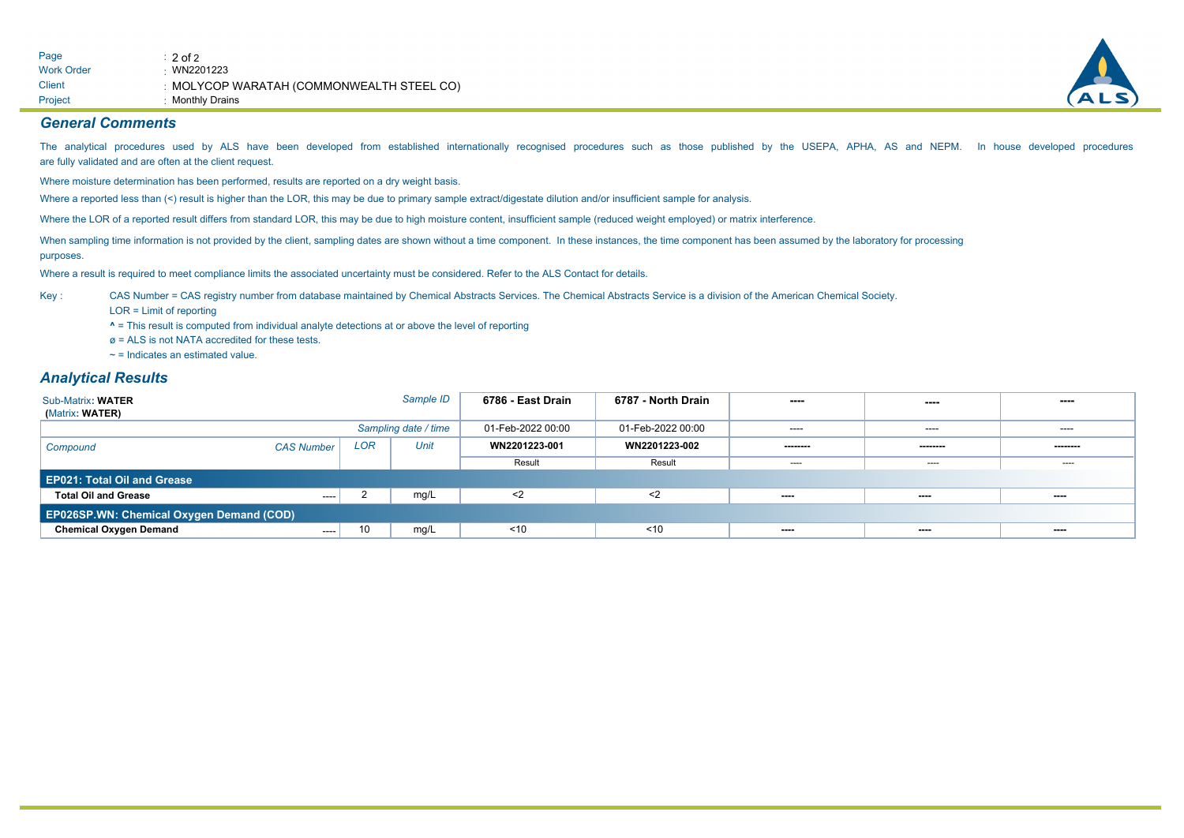## General Comments

The analytical procedures used by ALS have been developed from established internationally recognised procedures such as those published by the USEPA, APHA, AS and NEPM. In house developed procedures are fully validated and are often at the client request.

Where moisture determination has been performed, results are reported on a dry weight basis.

Where a reported less than (<) result is higher than the LOR, this may be due to primary sample extract/digestate dilution and/or insufficient sample for analysis.

Where the LOR of a reported result differs from standard LOR, this may be due to high moisture content, insufficient sample (reduced weight employed) or matrix interference.

When sampling time information is not provided by the client, sampling dates are shown without a time component. In these instances, the time component has been assumed by the laboratory for processing purposes.

Where a result is required to meet compliance limits the associated uncertainty must be considered. Refer to the ALS Contact for details.

Key : CAS Number = CAS registry number from database maintained by Chemical Abstracts Services. The Chemical Abstracts Service is a division of the American Chemical Society.

LOR = Limit of reporting

^ = This result is computed from individual analyte detections at or above the level of reporting

ø = ALS is not NATA accredited for these tests.

~ = Indicates an estimated value.

## Analytical Results

| Sub-Matrix: **WATER** (Matrix: **WATER**) | | | Sample ID | **6786 - East Drain** | **6787 - North Drain** | ---- | ---- | ---- |
|---|---|---|---|---|---|---|---|---|
| | | | Sampling date / time | 01-Feb-2022 00:00 | 01-Feb-2022 00:00 | ---- | ---- | ---- |
| *Compound* | *CAS Number* | *LOR* | *Unit* | **WN2201223-001** | **WN2201223-002** | -------- | -------- | -------- |
| | | | | Result | Result | ---- | ---- | ---- |
| **EP021: Total Oil and Grease** | | | | | | | | |
| **Total Oil and Grease** | ---- | 2 | mg/L | <2 | <2 | ---- | ---- | ---- |
| **EP026SP.WN: Chemical Oxygen Demand (COD)** | | | | | | | | |
| **Chemical Oxygen Demand** | ---- | 10 | mg/L | <10 | <10 | ---- | ---- | ---- |